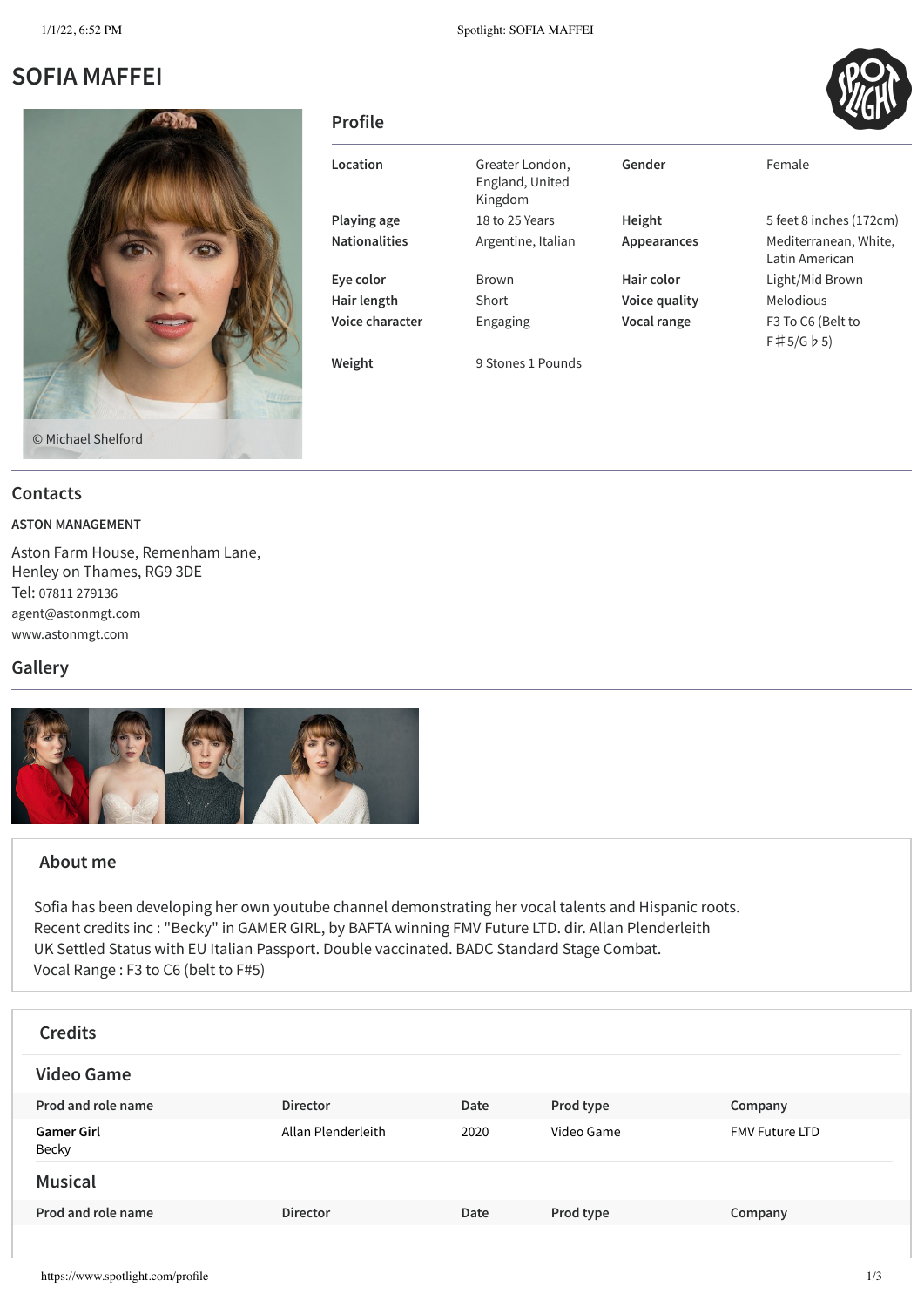# SOFIA MAFFEI

© Michael Shelford

## Profile

| | | | |
|---|---|---|---|
| **Location** | Greater London, England, United Kingdom | **Gender** | Female |
| **Playing age** | 18 to 25 Years | **Height** | 5 feet 8 inches (172cm) |
| **Nationalities** | Argentine, Italian | **Appearances** | Mediterranean, White, Latin American |
| **Eye color** | Brown | **Hair color** | Light/Mid Brown |
| **Hair length** | Short | **Voice quality** | Melodious |
| **Voice character** | Engaging | **Vocal range** | F3 To C6 (Belt to F♯5/G♭5) |
| **Weight** | 9 Stones 1 Pounds | | |

## Contacts

**ASTON MANAGEMENT**

Aston Farm House, Remenham Lane,
Henley on Thames, RG9 3DE
Tel: 07811 279136
agent@astonmgt.com
www.astonmgt.com

## Gallery

## About me

Sofia has been developing her own youtube channel demonstrating her vocal talents and Hispanic roots.
Recent credits inc : "Becky" in GAMER GIRL, by BAFTA winning FMV Future LTD. dir. Allan Plenderleith
UK Settled Status with EU Italian Passport. Double vaccinated. BADC Standard Stage Combat.
Vocal Range : F3 to C6 (belt to F#5)

## Credits

### Video Game

| Prod and role name | Director | Date | Prod type | Company |
|---|---|---|---|---|
| **Gamer Girl**<br>Becky | Allan Plenderleith | 2020 | Video Game | FMV Future LTD |

### Musical

| Prod and role name | Director | Date | Prod type | Company |
|---|---|---|---|---|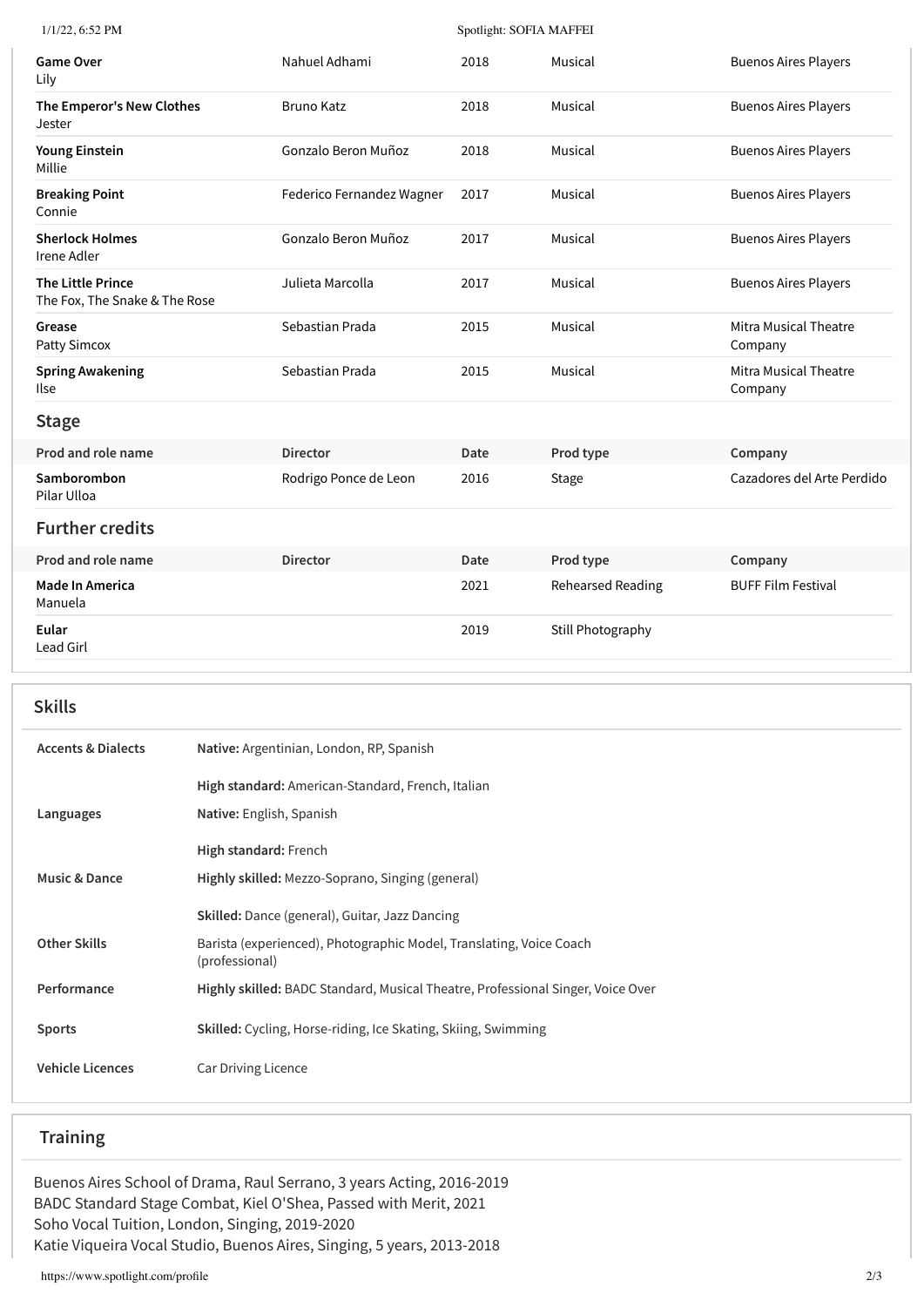| Prod and role name | Director | Date | Prod type | Company |
|---|---|---|---|---|
| **Game Over** Lily | Nahuel Adhami | 2018 | Musical | Buenos Aires Players |
| **The Emperor's New Clothes** Jester | Bruno Katz | 2018 | Musical | Buenos Aires Players |
| **Young Einstein** Millie | Gonzalo Beron Muñoz | 2018 | Musical | Buenos Aires Players |
| **Breaking Point** Connie | Federico Fernandez Wagner | 2017 | Musical | Buenos Aires Players |
| **Sherlock Holmes** Irene Adler | Gonzalo Beron Muñoz | 2017 | Musical | Buenos Aires Players |
| **The Little Prince** The Fox, The Snake & The Rose | Julieta Marcolla | 2017 | Musical | Buenos Aires Players |
| **Grease** Patty Simcox | Sebastian Prada | 2015 | Musical | Mitra Musical Theatre Company |
| **Spring Awakening** Ilse | Sebastian Prada | 2015 | Musical | Mitra Musical Theatre Company |

### Stage

| Prod and role name | Director | Date | Prod type | Company |
|---|---|---|---|---|
| **Samborombon** Pilar Ulloa | Rodrigo Ponce de Leon | 2016 | Stage | Cazadores del Arte Perdido |

### Further credits

| Prod and role name | Director | Date | Prod type | Company |
|---|---|---|---|---|
| **Made In America** Manuela | | 2021 | Rehearsed Reading | BUFF Film Festival |
| **Eular** Lead Girl | | 2019 | Still Photography | |

## Skills

| | |
|---|---|
| **Accents & Dialects** | **Native:** Argentinian, London, RP, Spanish |
| | **High standard:** American-Standard, French, Italian |
| **Languages** | **Native:** English, Spanish |
| | **High standard:** French |
| **Music & Dance** | **Highly skilled:** Mezzo-Soprano, Singing (general) |
| | **Skilled:** Dance (general), Guitar, Jazz Dancing |
| **Other Skills** | Barista (experienced), Photographic Model, Translating, Voice Coach (professional) |
| **Performance** | **Highly skilled:** BADC Standard, Musical Theatre, Professional Singer, Voice Over |
| **Sports** | **Skilled:** Cycling, Horse-riding, Ice Skating, Skiing, Swimming |
| **Vehicle Licences** | Car Driving Licence |

## Training

Buenos Aires School of Drama, Raul Serrano, 3 years Acting, 2016-2019
BADC Standard Stage Combat, Kiel O'Shea, Passed with Merit, 2021
Soho Vocal Tuition, London, Singing, 2019-2020
Katie Viqueira Vocal Studio, Buenos Aires, Singing, 5 years, 2013-2018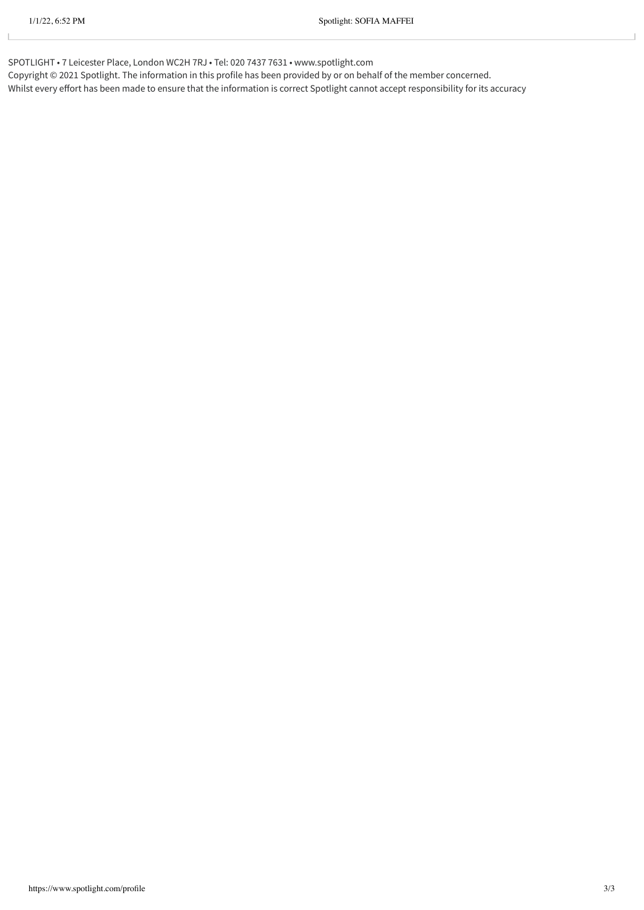SPOTLIGHT • 7 Leicester Place, London WC2H 7RJ • Tel: 020 7437 7631 • www.spotlight.com
Copyright © 2021 Spotlight. The information in this profile has been provided by or on behalf of the member concerned.
Whilst every effort has been made to ensure that the information is correct Spotlight cannot accept responsibility for its accuracy